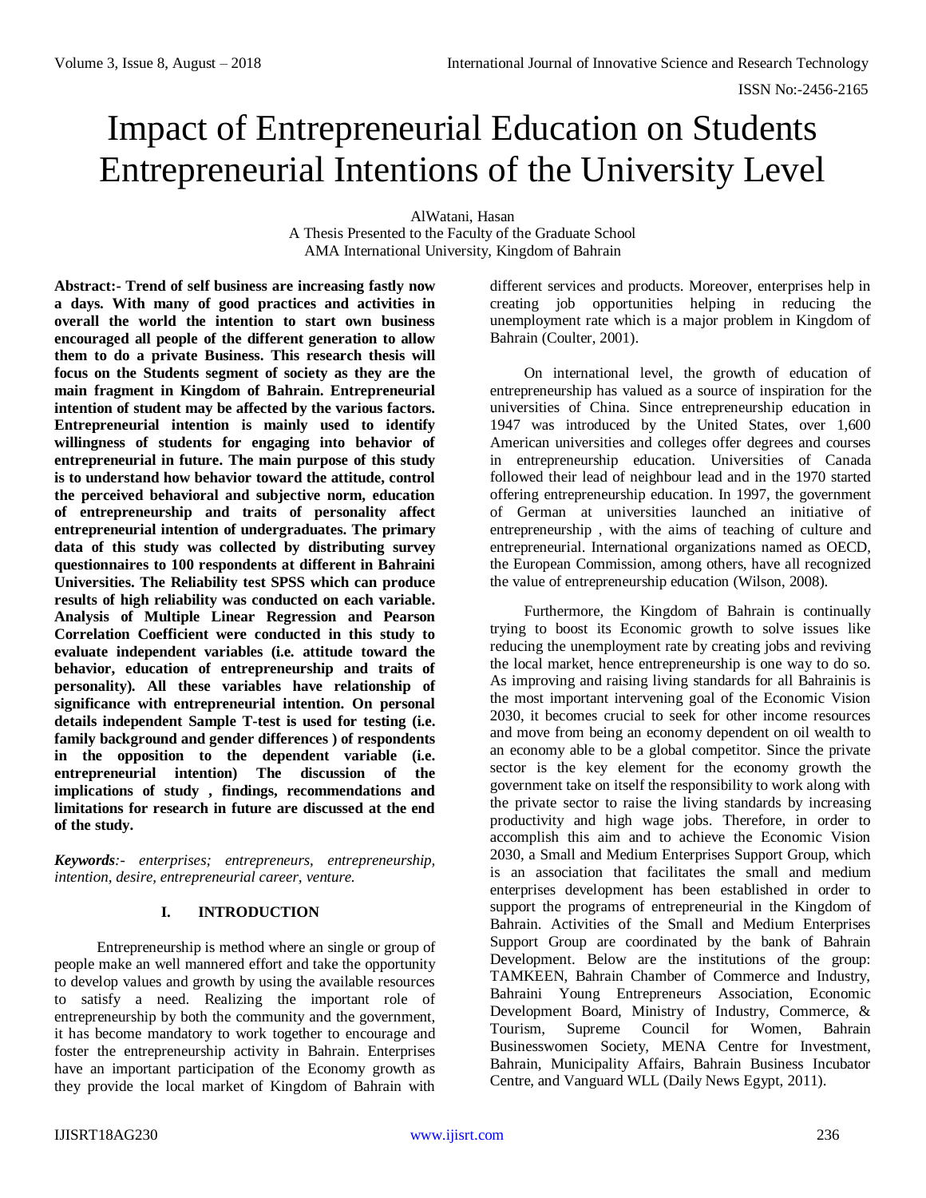# Impact of Entrepreneurial Education on Students Entrepreneurial Intentions of the University Level

AlWatani, Hasan
A Thesis Presented to the Faculty of the Graduate School
AMA International University, Kingdom of Bahrain

**Abstract:- Trend of self business are increasing fastly now a days. With many of good practices and activities in overall the world the intention to start own business encouraged all people of the different generation to allow them to do a private Business. This research thesis will focus on the Students segment of society as they are the main fragment in Kingdom of Bahrain. Entrepreneurial intention of student may be affected by the various factors. Entrepreneurial intention is mainly used to identify willingness of students for engaging into behavior of entrepreneurial in future. The main purpose of this study is to understand how behavior toward the attitude, control the perceived behavioral and subjective norm, education of entrepreneurship and traits of personality affect entrepreneurial intention of undergraduates. The primary data of this study was collected by distributing survey questionnaires to 100 respondents at different in Bahraini Universities. The Reliability test SPSS which can produce results of high reliability was conducted on each variable. Analysis of Multiple Linear Regression and Pearson Correlation Coefficient were conducted in this study to evaluate independent variables (i.e. attitude toward the behavior, education of entrepreneurship and traits of personality). All these variables have relationship of significance with entrepreneurial intention. On personal details independent Sample T-test is used for testing (i.e. family background and gender differences ) of respondents in the opposition to the dependent variable (i.e. entrepreneurial intention) The discussion of the implications of study , findings, recommendations and limitations for research in future are discussed at the end of the study.**

***Keywords****:- enterprises; entrepreneurs, entrepreneurship, intention, desire, entrepreneurial career, venture.*

## I. INTRODUCTION

Entrepreneurship is method where an single or group of people make an well mannered effort and take the opportunity to develop values and growth by using the available resources to satisfy a need. Realizing the important role of entrepreneurship by both the community and the government, it has become mandatory to work together to encourage and foster the entrepreneurship activity in Bahrain. Enterprises have an important participation of the Economy growth as they provide the local market of Kingdom of Bahrain with different services and products. Moreover, enterprises help in creating job opportunities helping in reducing the unemployment rate which is a major problem in Kingdom of Bahrain (Coulter, 2001).

On international level, the growth of education of entrepreneurship has valued as a source of inspiration for the universities of China. Since entrepreneurship education in 1947 was introduced by the United States, over 1,600 American universities and colleges offer degrees and courses in entrepreneurship education. Universities of Canada followed their lead of neighbour lead and in the 1970 started offering entrepreneurship education. In 1997, the government of German at universities launched an initiative of entrepreneurship , with the aims of teaching of culture and entrepreneurial. International organizations named as OECD, the European Commission, among others, have all recognized the value of entrepreneurship education (Wilson, 2008).

Furthermore, the Kingdom of Bahrain is continually trying to boost its Economic growth to solve issues like reducing the unemployment rate by creating jobs and reviving the local market, hence entrepreneurship is one way to do so. As improving and raising living standards for all Bahrainis is the most important intervening goal of the Economic Vision 2030, it becomes crucial to seek for other income resources and move from being an economy dependent on oil wealth to an economy able to be a global competitor. Since the private sector is the key element for the economy growth the government take on itself the responsibility to work along with the private sector to raise the living standards by increasing productivity and high wage jobs. Therefore, in order to accomplish this aim and to achieve the Economic Vision 2030, a Small and Medium Enterprises Support Group, which is an association that facilitates the small and medium enterprises development has been established in order to support the programs of entrepreneurial in the Kingdom of Bahrain. Activities of the Small and Medium Enterprises Support Group are coordinated by the bank of Bahrain Development. Below are the institutions of the group: TAMKEEN, Bahrain Chamber of Commerce and Industry, Bahraini Young Entrepreneurs Association, Economic Development Board, Ministry of Industry, Commerce, & Tourism, Supreme Council for Women, Bahrain Businesswomen Society, MENA Centre for Investment, Bahrain, Municipality Affairs, Bahrain Business Incubator Centre, and Vanguard WLL (Daily News Egypt, 2011).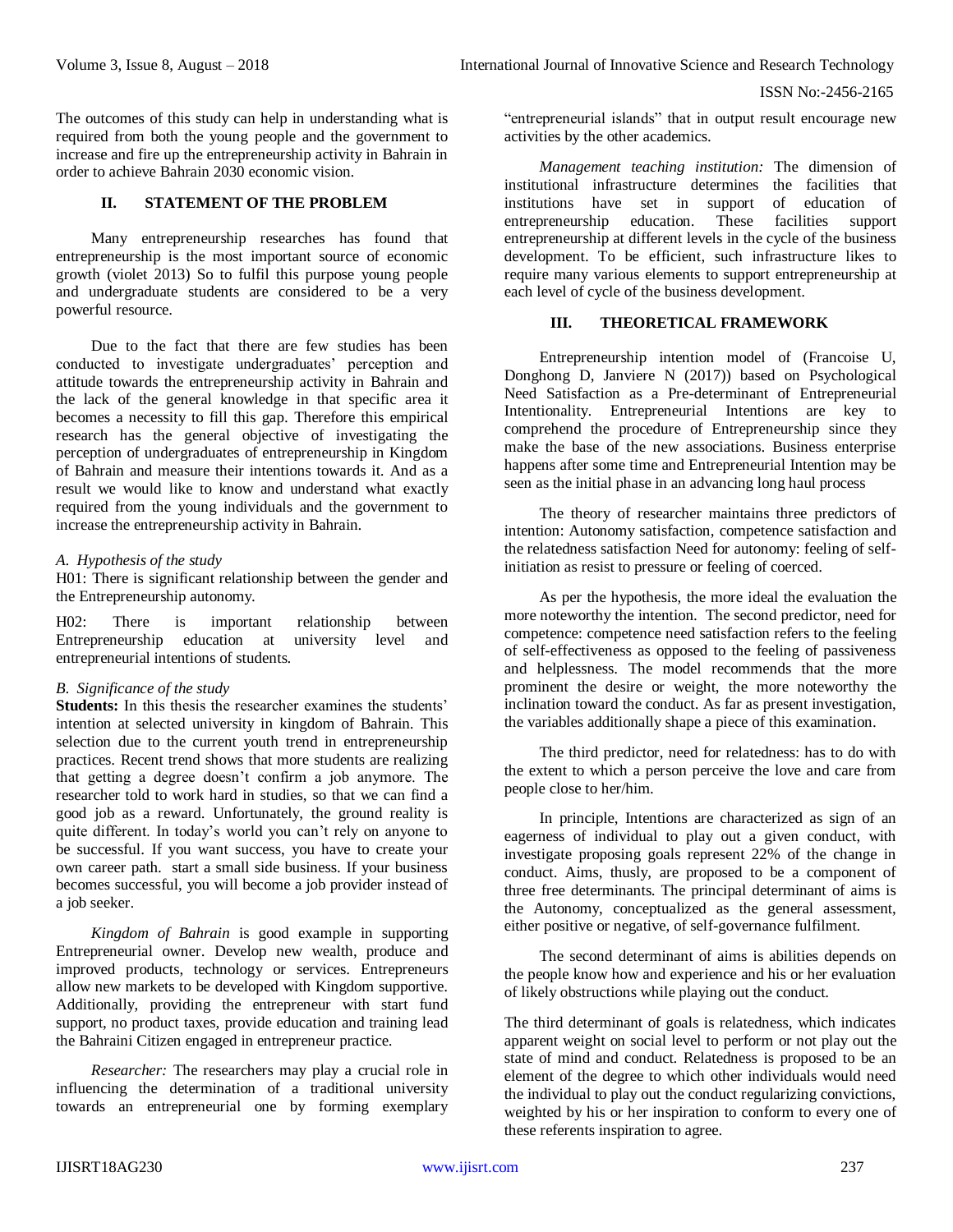The outcomes of this study can help in understanding what is required from both the young people and the government to increase and fire up the entrepreneurship activity in Bahrain in order to achieve Bahrain 2030 economic vision.

## II. STATEMENT OF THE PROBLEM

Many entrepreneurship researches has found that entrepreneurship is the most important source of economic growth (violet 2013) So to fulfil this purpose young people and undergraduate students are considered to be a very powerful resource.

Due to the fact that there are few studies has been conducted to investigate undergraduates' perception and attitude towards the entrepreneurship activity in Bahrain and the lack of the general knowledge in that specific area it becomes a necessity to fill this gap. Therefore this empirical research has the general objective of investigating the perception of undergraduates of entrepreneurship in Kingdom of Bahrain and measure their intentions towards it. And as a result we would like to know and understand what exactly required from the young individuals and the government to increase the entrepreneurship activity in Bahrain.

### *A. Hypothesis of the study*

H01: There is significant relationship between the gender and the Entrepreneurship autonomy.

H02: There is important relationship between Entrepreneurship education at university level and entrepreneurial intentions of students.

### *B. Significance of the study*

**Students:** In this thesis the researcher examines the students' intention at selected university in kingdom of Bahrain. This selection due to the current youth trend in entrepreneurship practices. Recent trend shows that more students are realizing that getting a degree doesn't confirm a job anymore. The researcher told to work hard in studies, so that we can find a good job as a reward. Unfortunately, the ground reality is quite different. In today's world you can't rely on anyone to be successful. If you want success, you have to create your own career path. start a small side business. If your business becomes successful, you will become a job provider instead of a job seeker.

*Kingdom of Bahrain* is good example in supporting Entrepreneurial owner. Develop new wealth, produce and improved products, technology or services. Entrepreneurs allow new markets to be developed with Kingdom supportive. Additionally, providing the entrepreneur with start fund support, no product taxes, provide education and training lead the Bahraini Citizen engaged in entrepreneur practice.

*Researcher:* The researchers may play a crucial role in influencing the determination of a traditional university towards an entrepreneurial one by forming exemplary "entrepreneurial islands" that in output result encourage new activities by the other academics.

*Management teaching institution:* The dimension of institutional infrastructure determines the facilities that institutions have set in support of education of entrepreneurship education. These facilities support entrepreneurship at different levels in the cycle of the business development. To be efficient, such infrastructure likes to require many various elements to support entrepreneurship at each level of cycle of the business development.

## III. THEORETICAL FRAMEWORK

Entrepreneurship intention model of (Francoise U, Donghong D, Janviere N (2017)) based on Psychological Need Satisfaction as a Pre-determinant of Entrepreneurial Intentionality. Entrepreneurial Intentions are key to comprehend the procedure of Entrepreneurship since they make the base of the new associations. Business enterprise happens after some time and Entrepreneurial Intention may be seen as the initial phase in an advancing long haul process

The theory of researcher maintains three predictors of intention: Autonomy satisfaction, competence satisfaction and the relatedness satisfaction Need for autonomy: feeling of self-initiation as resist to pressure or feeling of coerced.

As per the hypothesis, the more ideal the evaluation the more noteworthy the intention. The second predictor, need for competence: competence need satisfaction refers to the feeling of self-effectiveness as opposed to the feeling of passiveness and helplessness. The model recommends that the more prominent the desire or weight, the more noteworthy the inclination toward the conduct. As far as present investigation, the variables additionally shape a piece of this examination.

The third predictor, need for relatedness: has to do with the extent to which a person perceive the love and care from people close to her/him.

In principle, Intentions are characterized as sign of an eagerness of individual to play out a given conduct, with investigate proposing goals represent 22% of the change in conduct. Aims, thusly, are proposed to be a component of three free determinants. The principal determinant of aims is the Autonomy, conceptualized as the general assessment, either positive or negative, of self-governance fulfilment.

The second determinant of aims is abilities depends on the people know how and experience and his or her evaluation of likely obstructions while playing out the conduct.

The third determinant of goals is relatedness, which indicates apparent weight on social level to perform or not play out the state of mind and conduct. Relatedness is proposed to be an element of the degree to which other individuals would need the individual to play out the conduct regularizing convictions, weighted by his or her inspiration to conform to every one of these referents inspiration to agree.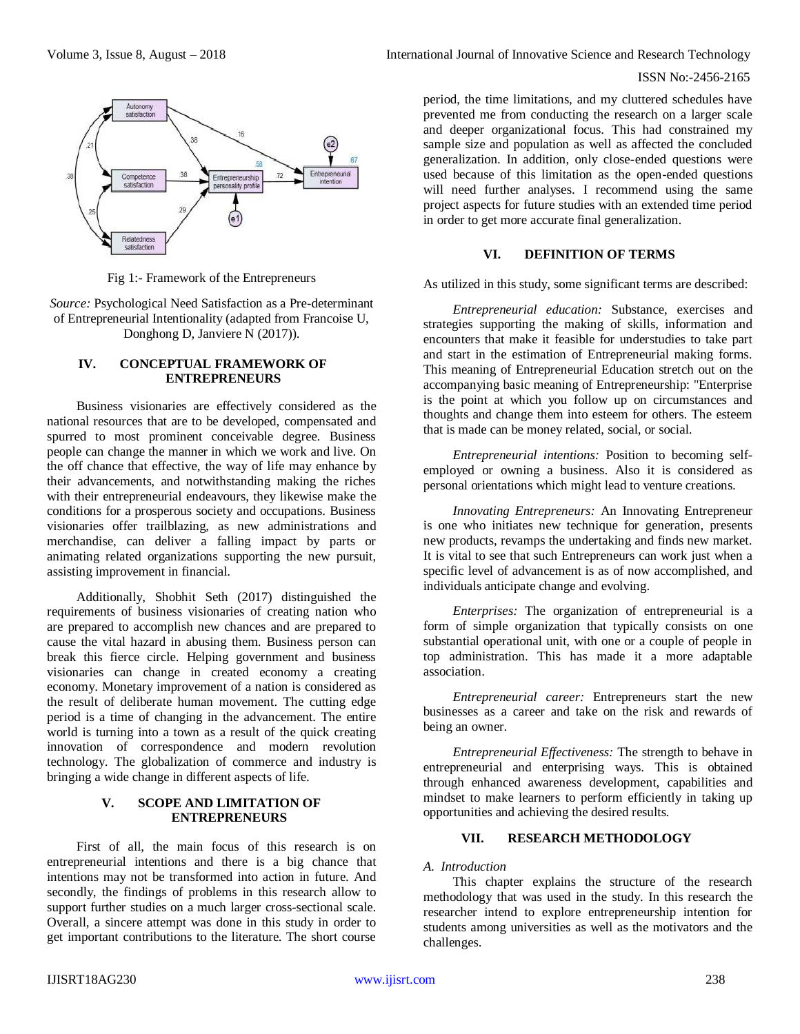Fig 1:- Framework of the Entrepreneurs

*Source:* Psychological Need Satisfaction as a Pre-determinant of Entrepreneurial Intentionality (adapted from Francoise U, Donghong D, Janviere N (2017)).

## IV. CONCEPTUAL FRAMEWORK OF ENTREPRENEURS

Business visionaries are effectively considered as the national resources that are to be developed, compensated and spurred to most prominent conceivable degree. Business people can change the manner in which we work and live. On the off chance that effective, the way of life may enhance by their advancements, and notwithstanding making the riches with their entrepreneurial endeavours, they likewise make the conditions for a prosperous society and occupations. Business visionaries offer trailblazing, as new administrations and merchandise, can deliver a falling impact by parts or animating related organizations supporting the new pursuit, assisting improvement in financial.

Additionally, Shobhit Seth (2017) distinguished the requirements of business visionaries of creating nation who are prepared to accomplish new chances and are prepared to cause the vital hazard in abusing them. Business person can break this fierce circle. Helping government and business visionaries can change in created economy a creating economy. Monetary improvement of a nation is considered as the result of deliberate human movement. The cutting edge period is a time of changing in the advancement. The entire world is turning into a town as a result of the quick creating innovation of correspondence and modern revolution technology. The globalization of commerce and industry is bringing a wide change in different aspects of life.

## V. SCOPE AND LIMITATION OF ENTREPRENEURS

First of all, the main focus of this research is on entrepreneurial intentions and there is a big chance that intentions may not be transformed into action in future. And secondly, the findings of problems in this research allow to support further studies on a much larger cross-sectional scale. Overall, a sincere attempt was done in this study in order to get important contributions to the literature. The short course period, the time limitations, and my cluttered schedules have prevented me from conducting the research on a larger scale and deeper organizational focus. This had constrained my sample size and population as well as affected the concluded generalization. In addition, only close-ended questions were used because of this limitation as the open-ended questions will need further analyses. I recommend using the same project aspects for future studies with an extended time period in order to get more accurate final generalization.

## VI. DEFINITION OF TERMS

As utilized in this study, some significant terms are described:

*Entrepreneurial education:* Substance, exercises and strategies supporting the making of skills, information and encounters that make it feasible for understudies to take part and start in the estimation of Entrepreneurial making forms. This meaning of Entrepreneurial Education stretch out on the accompanying basic meaning of Entrepreneurship: "Enterprise is the point at which you follow up on circumstances and thoughts and change them into esteem for others. The esteem that is made can be money related, social, or social.

*Entrepreneurial intentions:* Position to becoming self-employed or owning a business. Also it is considered as personal orientations which might lead to venture creations.

*Innovating Entrepreneurs:* An Innovating Entrepreneur is one who initiates new technique for generation, presents new products, revamps the undertaking and finds new market. It is vital to see that such Entrepreneurs can work just when a specific level of advancement is as of now accomplished, and individuals anticipate change and evolving.

*Enterprises:* The organization of entrepreneurial is a form of simple organization that typically consists on one substantial operational unit, with one or a couple of people in top administration. This has made it a more adaptable association.

*Entrepreneurial career:* Entrepreneurs start the new businesses as a career and take on the risk and rewards of being an owner.

*Entrepreneurial Effectiveness:* The strength to behave in entrepreneurial and enterprising ways. This is obtained through enhanced awareness development, capabilities and mindset to make learners to perform efficiently in taking up opportunities and achieving the desired results.

## VII. RESEARCH METHODOLOGY

### *A. Introduction*

This chapter explains the structure of the research methodology that was used in the study. In this research the researcher intend to explore entrepreneurship intention for students among universities as well as the motivators and the challenges.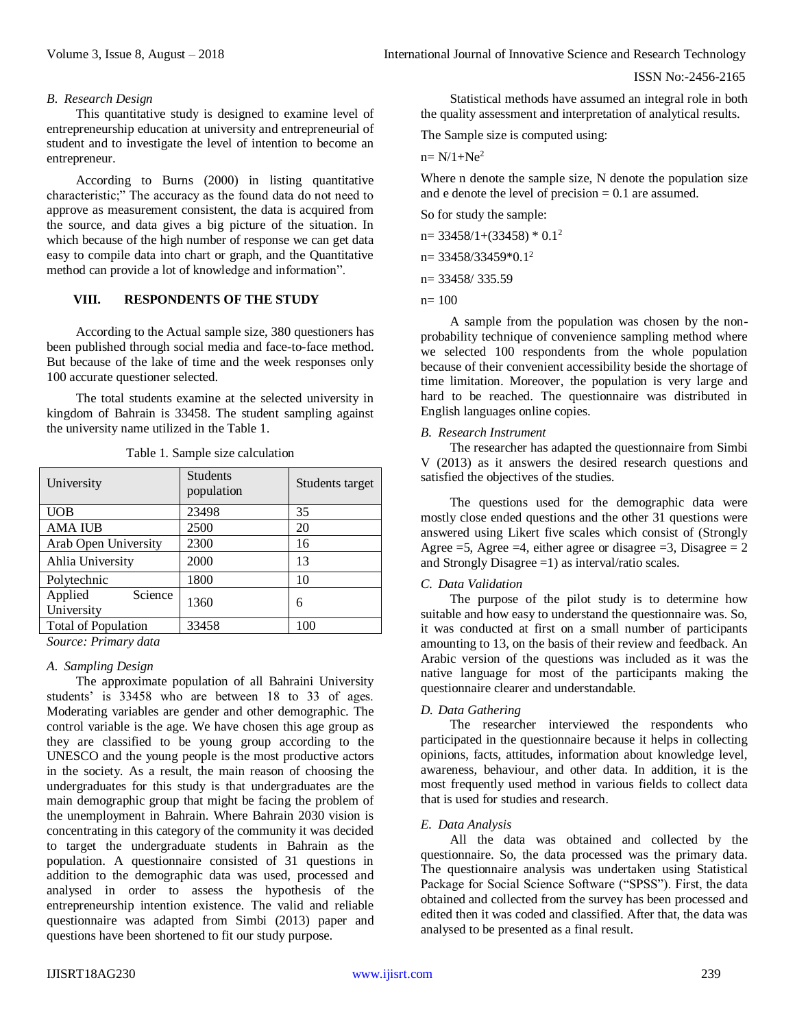### B. Research Design

This quantitative study is designed to examine level of entrepreneurship education at university and entrepreneurial of student and to investigate the level of intention to become an entrepreneur.

According to Burns (2000) in listing quantitative characteristic;" The accuracy as the found data do not need to approve as measurement consistent, the data is acquired from the source, and data gives a big picture of the situation. In which because of the high number of response we can get data easy to compile data into chart or graph, and the Quantitative method can provide a lot of knowledge and information".

## VIII. RESPONDENTS OF THE STUDY

According to the Actual sample size, 380 questioners has been published through social media and face-to-face method. But because of the lake of time and the week responses only 100 accurate questioner selected.

The total students examine at the selected university in kingdom of Bahrain is 33458. The student sampling against the university name utilized in the Table 1.

Table 1. Sample size calculation

| University | Students population | Students target |
|---|---|---|
| UOB | 23498 | 35 |
| AMA IUB | 2500 | 20 |
| Arab Open University | 2300 | 16 |
| Ahlia University | 2000 | 13 |
| Polytechnic | 1800 | 10 |
| Applied Science University | 1360 | 6 |
| Total of Population | 33458 | 100 |

*Source: Primary data*

### A. Sampling Design

The approximate population of all Bahraini University students' is 33458 who are between 18 to 33 of ages. Moderating variables are gender and other demographic. The control variable is the age. We have chosen this age group as they are classified to be young group according to the UNESCO and the young people is the most productive actors in the society. As a result, the main reason of choosing the undergraduates for this study is that undergraduates are the main demographic group that might be facing the problem of the unemployment in Bahrain. Where Bahrain 2030 vision is concentrating in this category of the community it was decided to target the undergraduate students in Bahrain as the population. A questionnaire consisted of 31 questions in addition to the demographic data was used, processed and analysed in order to assess the hypothesis of the entrepreneurship intention existence. The valid and reliable questionnaire was adapted from Simbi (2013) paper and questions have been shortened to fit our study purpose.

Statistical methods have assumed an integral role in both the quality assessment and interpretation of analytical results.

The Sample size is computed using:

$n= N/1+Ne^2$

Where n denote the sample size, N denote the population size and e denote the level of precision = 0.1 are assumed.

So for study the sample:

$n= 33458/1+(33458) * 0.1^2$

$n= 33458/33459*0.1^2$

$n= 33458/ 335.59$

$n= 100$

A sample from the population was chosen by the non-probability technique of convenience sampling method where we selected 100 respondents from the whole population because of their convenient accessibility beside the shortage of time limitation. Moreover, the population is very large and hard to be reached. The questionnaire was distributed in English languages online copies.

### B. Research Instrument

The researcher has adapted the questionnaire from Simbi V (2013) as it answers the desired research questions and satisfied the objectives of the studies.

The questions used for the demographic data were mostly close ended questions and the other 31 questions were answered using Likert five scales which consist of (Strongly Agree =5, Agree =4, either agree or disagree =3, Disagree = 2 and Strongly Disagree =1) as interval/ratio scales.

### C. Data Validation

The purpose of the pilot study is to determine how suitable and how easy to understand the questionnaire was. So, it was conducted at first on a small number of participants amounting to 13, on the basis of their review and feedback. An Arabic version of the questions was included as it was the native language for most of the participants making the questionnaire clearer and understandable.

### D. Data Gathering

The researcher interviewed the respondents who participated in the questionnaire because it helps in collecting opinions, facts, attitudes, information about knowledge level, awareness, behaviour, and other data. In addition, it is the most frequently used method in various fields to collect data that is used for studies and research.

### E. Data Analysis

All the data was obtained and collected by the questionnaire. So, the data processed was the primary data. The questionnaire analysis was undertaken using Statistical Package for Social Science Software ("SPSS"). First, the data obtained and collected from the survey has been processed and edited then it was coded and classified. After that, the data was analysed to be presented as a final result.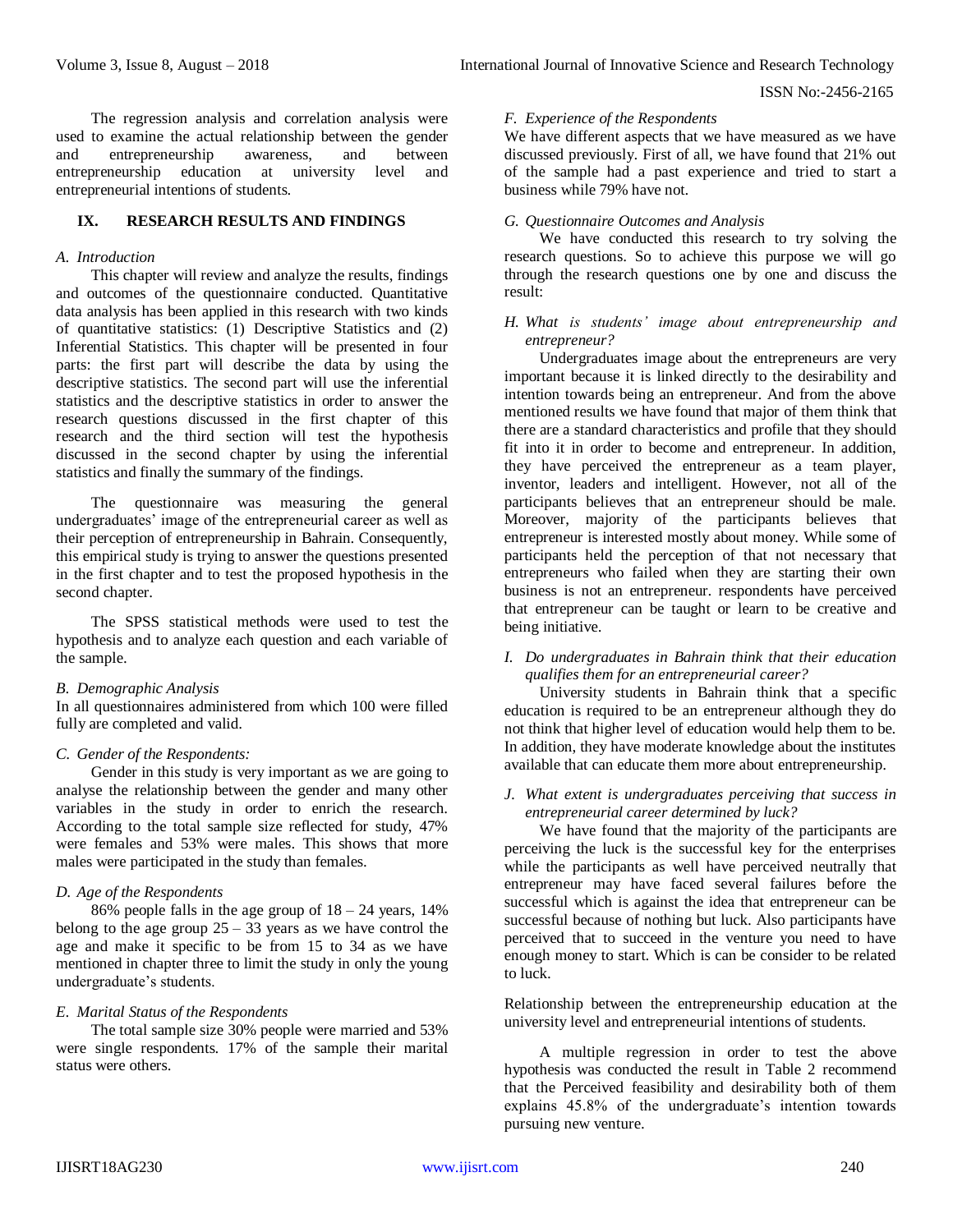The regression analysis and correlation analysis were used to examine the actual relationship between the gender and entrepreneurship awareness, and between entrepreneurship education at university level and entrepreneurial intentions of students.

## IX. RESEARCH RESULTS AND FINDINGS

### *A. Introduction*

This chapter will review and analyze the results, findings and outcomes of the questionnaire conducted. Quantitative data analysis has been applied in this research with two kinds of quantitative statistics: (1) Descriptive Statistics and (2) Inferential Statistics. This chapter will be presented in four parts: the first part will describe the data by using the descriptive statistics. The second part will use the inferential statistics and the descriptive statistics in order to answer the research questions discussed in the first chapter of this research and the third section will test the hypothesis discussed in the second chapter by using the inferential statistics and finally the summary of the findings.

The questionnaire was measuring the general undergraduates' image of the entrepreneurial career as well as their perception of entrepreneurship in Bahrain. Consequently, this empirical study is trying to answer the questions presented in the first chapter and to test the proposed hypothesis in the second chapter.

The SPSS statistical methods were used to test the hypothesis and to analyze each question and each variable of the sample.

### *B. Demographic Analysis*

In all questionnaires administered from which 100 were filled fully are completed and valid.

### *C. Gender of the Respondents:*

Gender in this study is very important as we are going to analyse the relationship between the gender and many other variables in the study in order to enrich the research. According to the total sample size reflected for study, 47% were females and 53% were males. This shows that more males were participated in the study than females.

### *D. Age of the Respondents*

86% people falls in the age group of 18 – 24 years, 14% belong to the age group 25 – 33 years as we have control the age and make it specific to be from 15 to 34 as we have mentioned in chapter three to limit the study in only the young undergraduate's students.

### *E. Marital Status of the Respondents*

The total sample size 30% people were married and 53% were single respondents. 17% of the sample their marital status were others.

### *F. Experience of the Respondents*

We have different aspects that we have measured as we have discussed previously. First of all, we have found that 21% out of the sample had a past experience and tried to start a business while 79% have not.

### *G. Questionnaire Outcomes and Analysis*

We have conducted this research to try solving the research questions. So to achieve this purpose we will go through the research questions one by one and discuss the result:

### *H. What is students' image about entrepreneurship and entrepreneur?*

Undergraduates image about the entrepreneurs are very important because it is linked directly to the desirability and intention towards being an entrepreneur. And from the above mentioned results we have found that major of them think that there are a standard characteristics and profile that they should fit into it in order to become and entrepreneur. In addition, they have perceived the entrepreneur as a team player, inventor, leaders and intelligent. However, not all of the participants believes that an entrepreneur should be male. Moreover, majority of the participants believes that entrepreneur is interested mostly about money. While some of participants held the perception of that not necessary that entrepreneurs who failed when they are starting their own business is not an entrepreneur. respondents have perceived that entrepreneur can be taught or learn to be creative and being initiative.

### *I. Do undergraduates in Bahrain think that their education qualifies them for an entrepreneurial career?*

University students in Bahrain think that a specific education is required to be an entrepreneur although they do not think that higher level of education would help them to be. In addition, they have moderate knowledge about the institutes available that can educate them more about entrepreneurship.

### *J. What extent is undergraduates perceiving that success in entrepreneurial career determined by luck?*

We have found that the majority of the participants are perceiving the luck is the successful key for the enterprises while the participants as well have perceived neutrally that entrepreneur may have faced several failures before the successful which is against the idea that entrepreneur can be successful because of nothing but luck. Also participants have perceived that to succeed in the venture you need to have enough money to start. Which is can be consider to be related to luck.

Relationship between the entrepreneurship education at the university level and entrepreneurial intentions of students.

A multiple regression in order to test the above hypothesis was conducted the result in Table 2 recommend that the Perceived feasibility and desirability both of them explains 45.8% of the undergraduate's intention towards pursuing new venture.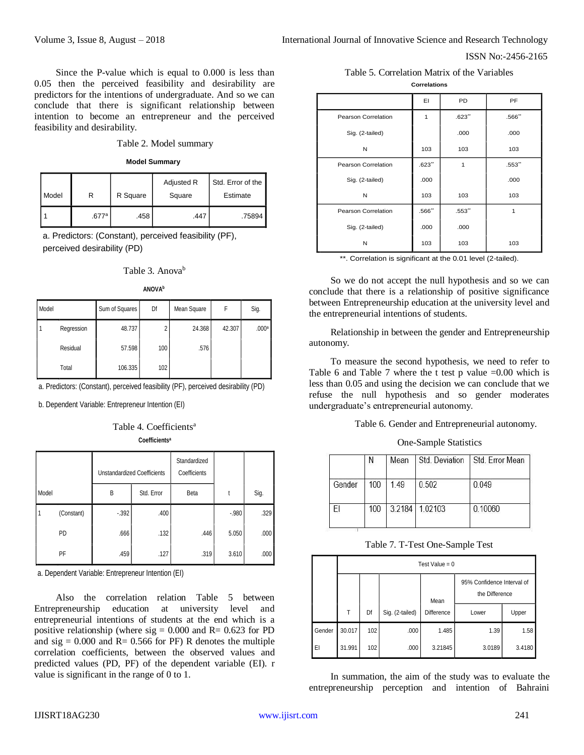Since the P-value which is equal to 0.000 is less than 0.05 then the perceived feasibility and desirability are predictors for the intentions of undergraduate. And so we can conclude that there is significant relationship between intention to become an entrepreneur and the perceived feasibility and desirability.

Table 2. Model summary

**Model Summary**

| Model | R | R Square | Adjusted R Square | Std. Error of the Estimate |
|---|---|---|---|---|
| 1 | .677[a] | .458 | .447 | .75894 |

a. Predictors: (Constant), perceived feasibility (PF), perceived desirability (PD)

Table 3. Anova[b]

**ANOVA[b]**

| Model | | Sum of Squares | Df | Mean Square | F | Sig. |
|---|---|---|---|---|---|---|
| 1 | Regression | 48.737 | 2 | 24.368 | 42.307 | .000[a] |
| | Residual | 57.598 | 100 | .576 | | |
| | Total | 106.335 | 102 | | | |

a. Predictors: (Constant), perceived feasibility (PF), perceived desirability (PD)

b. Dependent Variable: Entrepreneur Intention (EI)

Table 4. Coefficients[a]

**Coefficients[a]**

| Model | | Unstandardized Coefficients | | Standardized Coefficients | t | Sig. |
|---|---|---|---|---|---|---|
| | | B | Std. Error | Beta | | |
| 1 | (Constant) | -.392 | .400 | | -.980 | .329 |
| | PD | .666 | .132 | .446 | 5.050 | .000 |
| | PF | .459 | .127 | .319 | 3.610 | .000 |

a. Dependent Variable: Entrepreneur Intention (EI)

Also the correlation relation Table 5 between Entrepreneurship education at university level and entrepreneurial intentions of students at the end which is a positive relationship (where sig = 0.000 and R= 0.623 for PD and sig = 0.000 and R= 0.566 for PF) R denotes the multiple correlation coefficients, between the observed values and predicted values (PD, PF) of the dependent variable (EI). r value is significant in the range of 0 to 1.

Table 5. Correlation Matrix of the Variables

**Correlations**

| | | EI | PD | PF |
|---|---|---|---|---|
| EI | Pearson Correlation | 1 | .623** | .566** |
| | Sig. (2-tailed) | | .000 | .000 |
| | N | 103 | 103 | 103 |
| PD | Pearson Correlation | .623** | 1 | .553** |
| | Sig. (2-tailed) | .000 | | .000 |
| | N | 103 | 103 | 103 |
| PF | Pearson Correlation | .566** | .553** | 1 |
| | Sig. (2-tailed) | .000 | .000 | |
| | N | 103 | 103 | 103 |

**. Correlation is significant at the 0.01 level (2-tailed).

So we do not accept the null hypothesis and so we can conclude that there is a relationship of positive significance between Entrepreneurship education at the university level and the entrepreneurial intentions of students.

Relationship in between the gender and Entrepreneurship autonomy.

To measure the second hypothesis, we need to refer to Table 6 and Table 7 where the t test p value =0.00 which is less than 0.05 and using the decision we can conclude that we refuse the null hypothesis and so gender moderates undergraduate's entrepreneurial autonomy.

Table 6. Gender and Entrepreneurial autonomy.

One-Sample Statistics

| | N | Mean | Std. Deviation | Std. Error Mean |
|---|---|---|---|---|
| Gender | 100 | 1.49 | 0.502 | 0.049 |
| EI | 100 | 3.2184 | 1.02103 | 0.10060 |

Table 7. T-Test One-Sample Test

| | Test Value = 0 | | | | | |
|---|---|---|---|---|---|---|
| | | | | | 95% Confidence Interval of the Difference | |
| | T | Df | Sig. (2-tailed) | Mean Difference | Lower | Upper |
| Gender | 30.017 | 102 | .000 | 1.485 | 1.39 | 1.58 |
| EI | 31.991 | 102 | .000 | 3.21845 | 3.0189 | 3.4180 |

In summation, the aim of the study was to evaluate the entrepreneurship perception and intention of Bahraini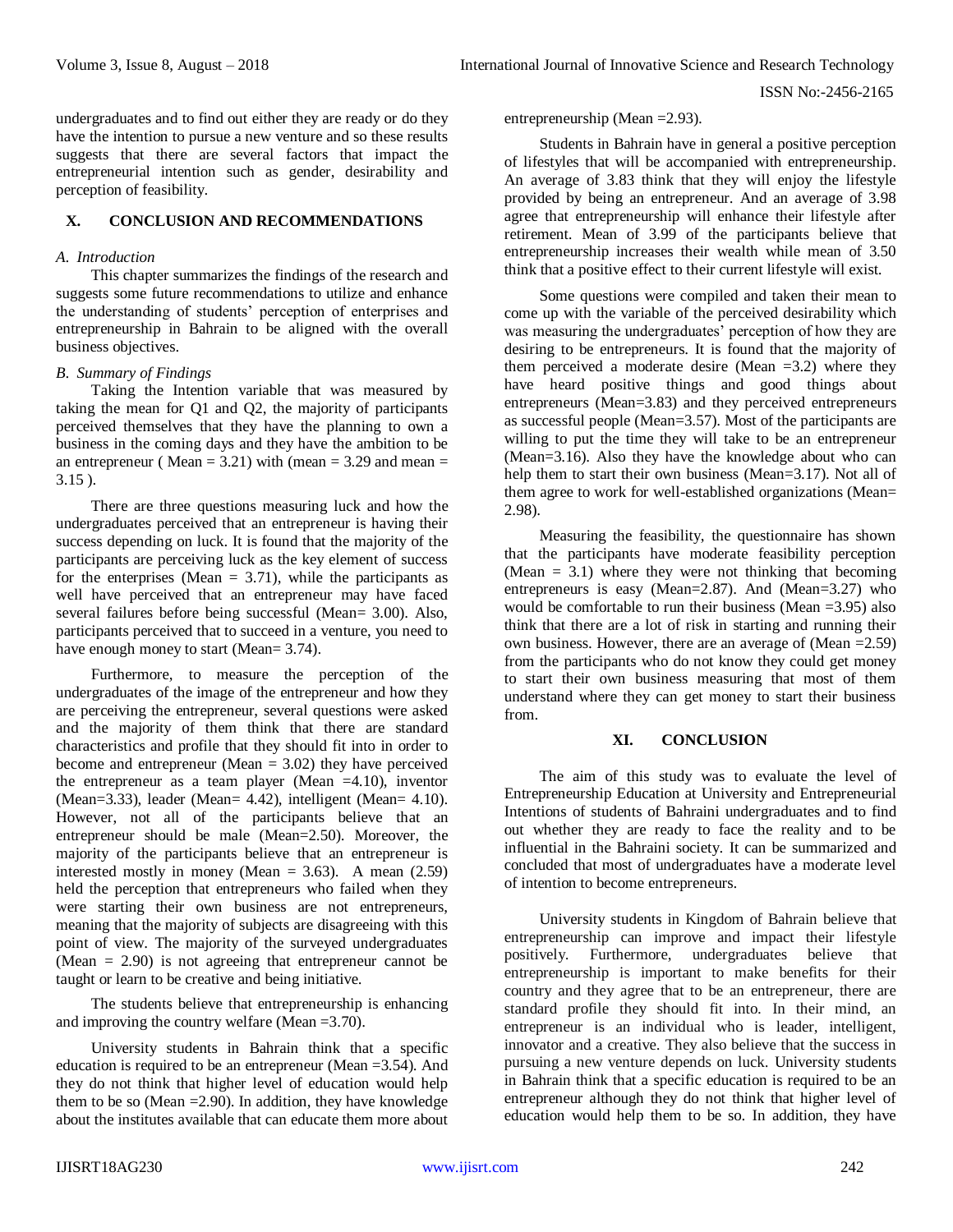undergraduates and to find out either they are ready or do they have the intention to pursue a new venture and so these results suggests that there are several factors that impact the entrepreneurial intention such as gender, desirability and perception of feasibility.

## X. CONCLUSION AND RECOMMENDATIONS

### *A. Introduction*

This chapter summarizes the findings of the research and suggests some future recommendations to utilize and enhance the understanding of students' perception of enterprises and entrepreneurship in Bahrain to be aligned with the overall business objectives.

### *B. Summary of Findings*

Taking the Intention variable that was measured by taking the mean for Q1 and Q2, the majority of participants perceived themselves that they have the planning to own a business in the coming days and they have the ambition to be an entrepreneur ( Mean = 3.21) with (mean = 3.29 and mean = 3.15 ).

There are three questions measuring luck and how the undergraduates perceived that an entrepreneur is having their success depending on luck. It is found that the majority of the participants are perceiving luck as the key element of success for the enterprises (Mean = 3.71), while the participants as well have perceived that an entrepreneur may have faced several failures before being successful (Mean= 3.00). Also, participants perceived that to succeed in a venture, you need to have enough money to start (Mean= 3.74).

Furthermore, to measure the perception of the undergraduates of the image of the entrepreneur and how they are perceiving the entrepreneur, several questions were asked and the majority of them think that there are standard characteristics and profile that they should fit into in order to become and entrepreneur (Mean = 3.02) they have perceived the entrepreneur as a team player (Mean =4.10), inventor (Mean=3.33), leader (Mean= 4.42), intelligent (Mean= 4.10). However, not all of the participants believe that an entrepreneur should be male (Mean=2.50). Moreover, the majority of the participants believe that an entrepreneur is interested mostly in money (Mean = 3.63). A mean (2.59) held the perception that entrepreneurs who failed when they were starting their own business are not entrepreneurs, meaning that the majority of subjects are disagreeing with this point of view. The majority of the surveyed undergraduates (Mean = 2.90) is not agreeing that entrepreneur cannot be taught or learn to be creative and being initiative.

The students believe that entrepreneurship is enhancing and improving the country welfare (Mean =3.70).

University students in Bahrain think that a specific education is required to be an entrepreneur (Mean =3.54). And they do not think that higher level of education would help them to be so (Mean =2.90). In addition, they have knowledge about the institutes available that can educate them more about entrepreneurship (Mean =2.93).

Students in Bahrain have in general a positive perception of lifestyles that will be accompanied with entrepreneurship. An average of 3.83 think that they will enjoy the lifestyle provided by being an entrepreneur. And an average of 3.98 agree that entrepreneurship will enhance their lifestyle after retirement. Mean of 3.99 of the participants believe that entrepreneurship increases their wealth while mean of 3.50 think that a positive effect to their current lifestyle will exist.

Some questions were compiled and taken their mean to come up with the variable of the perceived desirability which was measuring the undergraduates' perception of how they are desiring to be entrepreneurs. It is found that the majority of them perceived a moderate desire (Mean =3.2) where they have heard positive things and good things about entrepreneurs (Mean=3.83) and they perceived entrepreneurs as successful people (Mean=3.57). Most of the participants are willing to put the time they will take to be an entrepreneur (Mean=3.16). Also they have the knowledge about who can help them to start their own business (Mean=3.17). Not all of them agree to work for well-established organizations (Mean= 2.98).

Measuring the feasibility, the questionnaire has shown that the participants have moderate feasibility perception (Mean = 3.1) where they were not thinking that becoming entrepreneurs is easy (Mean=2.87). And (Mean=3.27) who would be comfortable to run their business (Mean =3.95) also think that there are a lot of risk in starting and running their own business. However, there are an average of (Mean =2.59) from the participants who do not know they could get money to start their own business measuring that most of them understand where they can get money to start their business from.

## XI. CONCLUSION

The aim of this study was to evaluate the level of Entrepreneurship Education at University and Entrepreneurial Intentions of students of Bahraini undergraduates and to find out whether they are ready to face the reality and to be influential in the Bahraini society. It can be summarized and concluded that most of undergraduates have a moderate level of intention to become entrepreneurs.

University students in Kingdom of Bahrain believe that entrepreneurship can improve and impact their lifestyle positively. Furthermore, undergraduates believe that entrepreneurship is important to make benefits for their country and they agree that to be an entrepreneur, there are standard profile they should fit into. In their mind, an entrepreneur is an individual who is leader, intelligent, innovator and a creative. They also believe that the success in pursuing a new venture depends on luck. University students in Bahrain think that a specific education is required to be an entrepreneur although they do not think that higher level of education would help them to be so. In addition, they have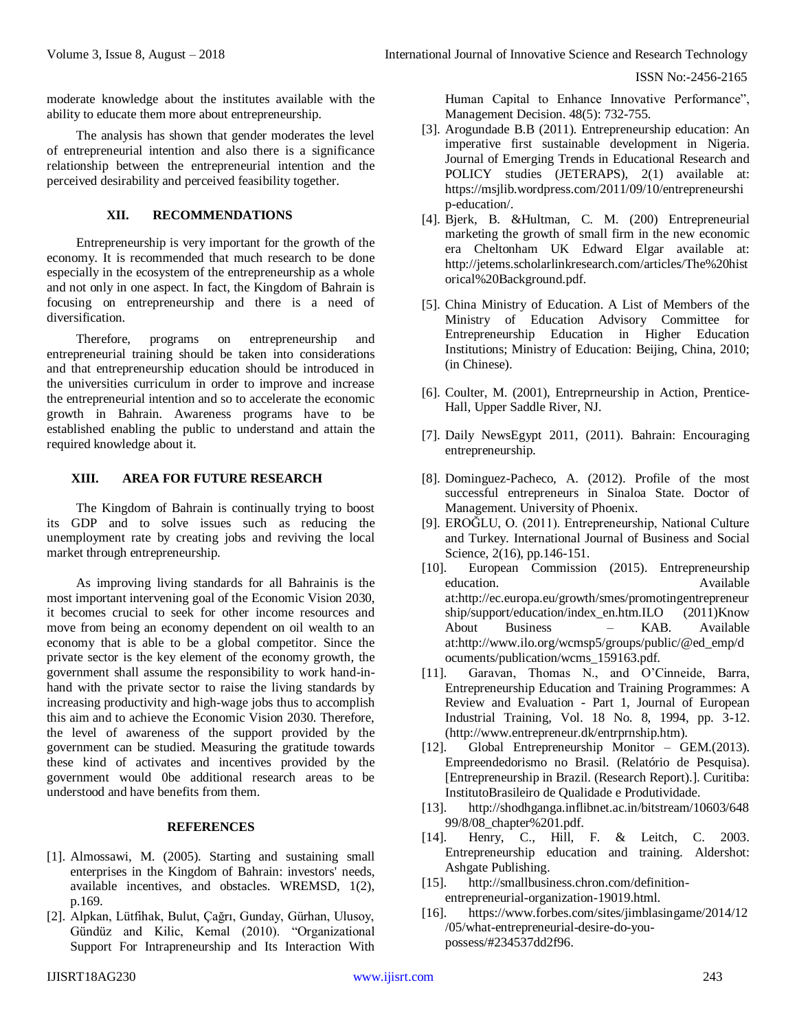moderate knowledge about the institutes available with the ability to educate them more about entrepreneurship.

The analysis has shown that gender moderates the level of entrepreneurial intention and also there is a significance relationship between the entrepreneurial intention and the perceived desirability and perceived feasibility together.

## XII. RECOMMENDATIONS

Entrepreneurship is very important for the growth of the economy. It is recommended that much research to be done especially in the ecosystem of the entrepreneurship as a whole and not only in one aspect. In fact, the Kingdom of Bahrain is focusing on entrepreneurship and there is a need of diversification.

Therefore, programs on entrepreneurship and entrepreneurial training should be taken into considerations and that entrepreneurship education should be introduced in the universities curriculum in order to improve and increase the entrepreneurial intention and so to accelerate the economic growth in Bahrain. Awareness programs have to be established enabling the public to understand and attain the required knowledge about it.

## XIII. AREA FOR FUTURE RESEARCH

The Kingdom of Bahrain is continually trying to boost its GDP and to solve issues such as reducing the unemployment rate by creating jobs and reviving the local market through entrepreneurship.

As improving living standards for all Bahrainis is the most important intervening goal of the Economic Vision 2030, it becomes crucial to seek for other income resources and move from being an economy dependent on oil wealth to an economy that is able to be a global competitor. Since the private sector is the key element of the economy growth, the government shall assume the responsibility to work hand-in-hand with the private sector to raise the living standards by increasing productivity and high-wage jobs thus to accomplish this aim and to achieve the Economic Vision 2030. Therefore, the level of awareness of the support provided by the government can be studied. Measuring the gratitude towards these kind of activates and incentives provided by the government would 0be additional research areas to be understood and have benefits from them.

## REFERENCES

[1]. Almossawi, M. (2005). Starting and sustaining small enterprises in the Kingdom of Bahrain: investors' needs, available incentives, and obstacles. WREMSD, 1(2), p.169.

[2]. Alpkan, Lütfihak, Bulut, Çağrı, Gunday, Gürhan, Ulusoy, Gündüz and Kilic, Kemal (2010). "Organizational Support For Intrapreneurship and Its Interaction With Human Capital to Enhance Innovative Performance", Management Decision. 48(5): 732-755.

[3]. Arogundade B.B (2011). Entrepreneurship education: An imperative first sustainable development in Nigeria. Journal of Emerging Trends in Educational Research and POLICY studies (JETERAPS), 2(1) available at: https://msjlib.wordpress.com/2011/09/10/entrepreneurship-education/.

[4]. Bjerk, B. &Hultman, C. M. (200) Entrepreneurial marketing the growth of small firm in the new economic era Cheltonham UK Edward Elgar available at: http://jetems.scholarlinkresearch.com/articles/The%20historical%20Background.pdf.

[5]. China Ministry of Education. A List of Members of the Ministry of Education Advisory Committee for Entrepreneurship Education in Higher Education Institutions; Ministry of Education: Beijing, China, 2010; (in Chinese).

[6]. Coulter, M. (2001), Entreprneurship in Action, Prentice-Hall, Upper Saddle River, NJ.

[7]. Daily NewsEgypt 2011, (2011). Bahrain: Encouraging entrepreneurship.

[8]. Dominguez-Pacheco, A. (2012). Profile of the most successful entrepreneurs in Sinaloa State. Doctor of Management. University of Phoenix.

[9]. EROĞLU, O. (2011). Entrepreneurship, National Culture and Turkey. International Journal of Business and Social Science, 2(16), pp.146-151.

[10]. European Commission (2015). Entrepreneurship education. Available at:http://ec.europa.eu/growth/smes/promotingentrepreneurship/support/education/index_en.htm.ILO (2011)Know About Business – KAB. Available at:http://www.ilo.org/wcmsp5/groups/public/@ed_emp/documents/publication/wcms_159163.pdf.

[11]. Garavan, Thomas N., and O'Cinneide, Barra, Entrepreneurship Education and Training Programmes: A Review and Evaluation - Part 1, Journal of European Industrial Training, Vol. 18 No. 8, 1994, pp. 3-12. (http://www.entrepreneur.dk/entrprnship.htm).

[12]. Global Entrepreneurship Monitor – GEM.(2013). Empreendedorismo no Brasil. (Relatório de Pesquisa). [Entrepreneurship in Brazil. (Research Report).]. Curitiba: InstitutoBrasileiro de Qualidade e Produtividade.

[13]. http://shodhganga.inflibnet.ac.in/bitstream/10603/64899/8/08_chapter%201.pdf.

[14]. Henry, C., Hill, F. & Leitch, C. 2003. Entrepreneurship education and training. Aldershot: Ashgate Publishing.

[15]. http://smallbusiness.chron.com/definition-entrepreneurial-organization-19019.html.

[16]. https://www.forbes.com/sites/jimblasingame/2014/12/05/what-entrepreneurial-desire-do-you-possess/#234537dd2f96.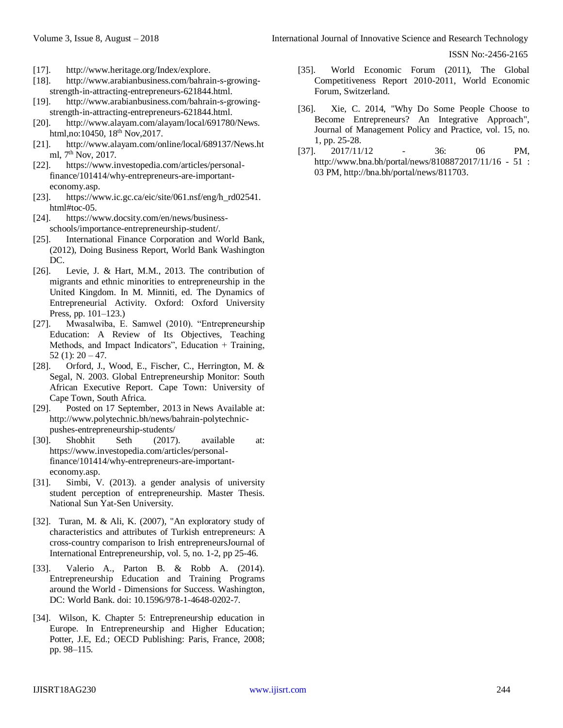[17]. http://www.heritage.org/Index/explore.

[18]. http://www.arabianbusiness.com/bahrain-s-growing-strength-in-attracting-entrepreneurs-621844.html.

[19]. http://www.arabianbusiness.com/bahrain-s-growing-strength-in-attracting-entrepreneurs-621844.html.

[20]. http://www.alayam.com/alayam/local/691780/News.html,no:10450, 18th Nov,2017.

[21]. http://www.alayam.com/online/local/689137/News.html, 7th Nov, 2017.

[22]. https://www.investopedia.com/articles/personal-finance/101414/why-entrepreneurs-are-important-economy.asp.

[23]. https://www.ic.gc.ca/eic/site/061.nsf/eng/h_rd02541.html#toc-05.

[24]. https://www.docsity.com/en/news/business-schools/importance-entrepreneurship-student/.

[25]. International Finance Corporation and World Bank, (2012), Doing Business Report, World Bank Washington DC.

[26]. Levie, J. & Hart, M.M., 2013. The contribution of migrants and ethnic minorities to entrepreneurship in the United Kingdom. In M. Minniti, ed. The Dynamics of Entrepreneurial Activity. Oxford: Oxford University Press, pp. 101–123.)

[27]. Mwasalwiba, E. Samwel (2010). "Entrepreneurship Education: A Review of Its Objectives, Teaching Methods, and Impact Indicators", Education + Training, 52 (1): 20 – 47.

[28]. Orford, J., Wood, E., Fischer, C., Herrington, M. & Segal, N. 2003. Global Entrepreneurship Monitor: South African Executive Report. Cape Town: University of Cape Town, South Africa.

[29]. Posted on 17 September, 2013 in News Available at: http://www.polytechnic.bh/news/bahrain-polytechnic-pushes-entrepreneurship-students/

[30]. Shobhit Seth (2017). available at: https://www.investopedia.com/articles/personal-finance/101414/why-entrepreneurs-are-important-economy.asp.

[31]. Simbi, V. (2013). a gender analysis of university student perception of entrepreneurship. Master Thesis. National Sun Yat-Sen University.

[32]. Turan, M. & Ali, K. (2007), "An exploratory study of characteristics and attributes of Turkish entrepreneurs: A cross-country comparison to Irish entrepreneursJournal of International Entrepreneurship, vol. 5, no. 1-2, pp 25-46.

[33]. Valerio A., Parton B. & Robb A. (2014). Entrepreneurship Education and Training Programs around the World - Dimensions for Success. Washington, DC: World Bank. doi: 10.1596/978-1-4648-0202-7.

[34]. Wilson, K. Chapter 5: Entrepreneurship education in Europe. In Entrepreneurship and Higher Education; Potter, J.E, Ed.; OECD Publishing: Paris, France, 2008; pp. 98–115.

[35]. World Economic Forum (2011), The Global Competitiveness Report 2010-2011, World Economic Forum, Switzerland.

[36]. Xie, C. 2014, "Why Do Some People Choose to Become Entrepreneurs? An Integrative Approach", Journal of Management Policy and Practice, vol. 15, no. 1, pp. 25-28.

[37]. 2017/11/12 - 36: 06 PM, http://www.bna.bh/portal/news/8108872017/11/16 - 51 : 03 PM, http://bna.bh/portal/news/811703.